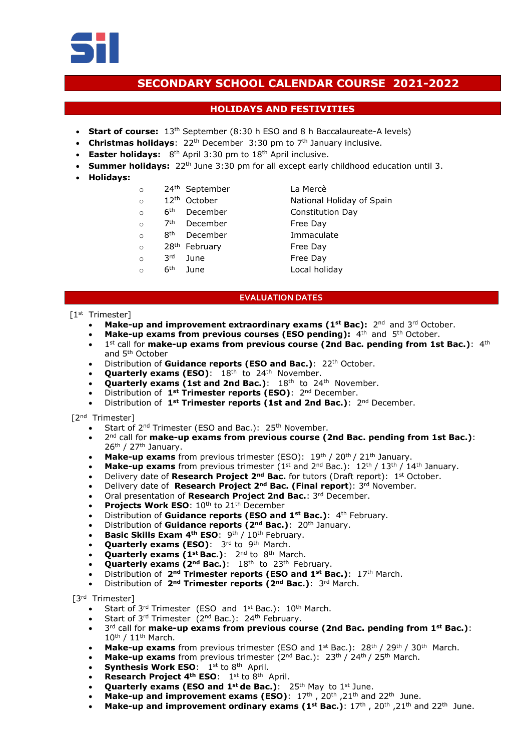# SECONDARY SCHOOL CALENDAR COURSE 2021-2022

## HOLIDAYS AND FESTIVITIES

- **Start of course:** 13th September (8:30 h ESO and 8 h Baccalaureate-A levels)
- **Christmas holidays**: 22th December 3:30 pm to 7th January inclusive.
- **Easter holidays:** 8th April 3:30 pm to 18th April inclusive.
- **Summer holidays:** 22th June 3:30 pm for all except early childhood education until 3.
- **Holidays:**
    - 24th September — La Mercè
    - 12th October — National Holiday of Spain
    - 6th December — Constitution Day
    - 7th December — Free Day
    - 8th December — Immaculate
    - 28th February — Free Day
    - 3rd June — Free Day
    - 6th June — Local holiday

## EVALUATION DATES

[1st Trimester]

- **Make-up and improvement extraordinary exams (1st Bac):** 2nd and 3rd October.
- **Make-up exams from previous courses (ESO pending):** 4th and 5th October.
- 1st call for **make-up exams from previous course (2nd Bac. pending from 1st Bac.)**: 4th and 5th October
- Distribution of **Guidance reports (ESO and Bac.)**: 22th October.
- **Quarterly exams (ESO)**: 18th to 24th November.
- **Quarterly exams (1st and 2nd Bac.)**: 18th to 24th November.
- Distribution of **1st Trimester reports (ESO)**: 2nd December.
- Distribution of **1st Trimester reports (1st and 2nd Bac.)**: 2nd December.

[2nd Trimester]

- Start of 2nd Trimester (ESO and Bac.): 25th November.
- 2nd call for **make-up exams from previous course (2nd Bac. pending from 1st Bac.)**: 26th / 27th January.
- **Make-up exams** from previous trimester (ESO): 19th / 20th / 21th January.
- **Make-up exams** from previous trimester (1st and 2nd Bac.): 12th / 13th / 14th January.
- Delivery date of **Research Project 2nd Bac.** for tutors (Draft report): 1st October.
- Delivery date of **Research Project 2nd Bac. (Final report)**: 3rd November.
- Oral presentation of **Research Project 2nd Bac.**: 3rd December.
- **Projects Work ESO**: 10th to 21th December
- Distribution of **Guidance reports (ESO and 1st Bac.)**: 4th February.
- Distribution of **Guidance reports (2nd Bac.)**: 20th January.
- **Basic Skills Exam 4th ESO**: 9th / 10th February.
- **Quarterly exams (ESO)**: 3rd to 9th March.
- **Quarterly exams (1st Bac.)**: 2nd to 8th March.
- **Quarterly exams (2nd Bac.)**: 18th to 23th February.
- Distribution of **2nd Trimester reports (ESO and 1st Bac.)**: 17th March.
- Distribution of **2nd Trimester reports (2nd Bac.)**: 3rd March.

[3rd Trimester]

- Start of 3rd Trimester (ESO and 1st Bac.): 10th March.
- Start of 3rd Trimester (2nd Bac.): 24th February.
- 3rd call for **make-up exams from previous course (2nd Bac. pending from 1st Bac.)**: 10th / 11th March.
- **Make-up exams** from previous trimester (ESO and 1st Bac.): 28th / 29th / 30th March.
- **Make-up exams** from previous trimester (2nd Bac.): 23th / 24th / 25th March.
- **Synthesis Work ESO**: 1st to 8th April.
- **Research Project 4th ESO**: 1st to 8th April.
- **Quarterly exams (ESO and 1st de Bac.)**: 25th May to 1st June.
- **Make-up and improvement exams (ESO)**: 17th , 20th ,21th and 22th June.
- **Make-up and improvement ordinary exams (1st Bac.)**: 17th , 20th ,21th and 22th June.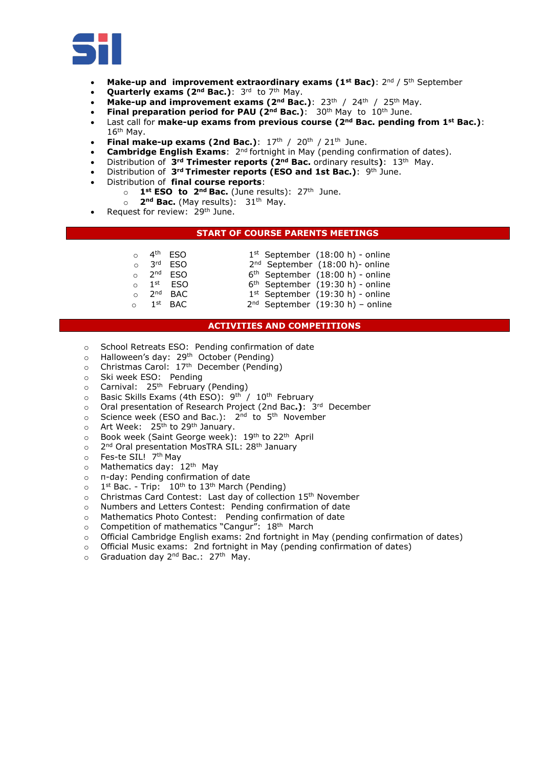- **Make-up and improvement extraordinary exams (1st Bac)**: 2nd / 5th September
- **Quarterly exams (2nd Bac.)**: 3rd to 7th May.
- **Make-up and improvement exams (2nd Bac.)**: 23th / 24th / 25th May.
- **Final preparation period for PAU (2nd Bac.)**: 30th May to 10th June.
- Last call for **make-up exams from previous course (2nd Bac. pending from 1st Bac.)**: 16th May.
- **Final make-up exams (2nd Bac.)**: 17th / 20th / 21th June.
- **Cambridge English Exams**: 2nd fortnight in May (pending confirmation of dates).
- Distribution of **3rd Trimester reports (2nd Bac.** ordinary results**)**: 13th May.
- Distribution of **3rd Trimester reports (ESO and 1st Bac.)**: 9th June.
- Distribution of **final course reports**:
  - **1st ESO to 2nd Bac.** (June results): 27th June.
  - **2nd Bac.** (May results): 31th May.
- Request for review: 29th June.

## START OF COURSE PARENTS MEETINGS

- 4th ESO — 1st September (18:00 h) - online
- 3rd ESO — 2nd September (18:00 h)- online
- 2nd ESO — 6th September (18:00 h) - online
- 1st ESO — 6th September (19:30 h) - online
- 2nd BAC — 1st September (19:30 h) - online
- 1st BAC — 2nd September (19:30 h) – online

## ACTIVITIES AND COMPETITIONS

- School Retreats ESO: Pending confirmation of date
- Halloween's day: 29th October (Pending)
- Christmas Carol: 17th December (Pending)
- Ski week ESO: Pending
- Carnival: 25th February (Pending)
- Basic Skills Exams (4th ESO): 9th / 10th February
- Oral presentation of Research Project (2nd Bac.): 3rd December
- Science week (ESO and Bac.): 2nd to 5th November
- Art Week: 25th to 29th January.
- Book week (Saint George week): 19th to 22th April
- 2nd Oral presentation MosTRA SIL: 28th January
- Fes-te SIL! 7th May
- Mathematics day: 12th May
- π-day: Pending confirmation of date
- 1st Bac. - Trip: 10th to 13th March (Pending)
- Christmas Card Contest: Last day of collection 15th November
- Numbers and Letters Contest: Pending confirmation of date
- Mathematics Photo Contest: Pending confirmation of date
- Competition of mathematics "Cangur": 18th March
- Official Cambridge English exams: 2nd fortnight in May (pending confirmation of dates)
- Official Music exams: 2nd fortnight in May (pending confirmation of dates)
- Graduation day 2nd Bac.: 27th May.